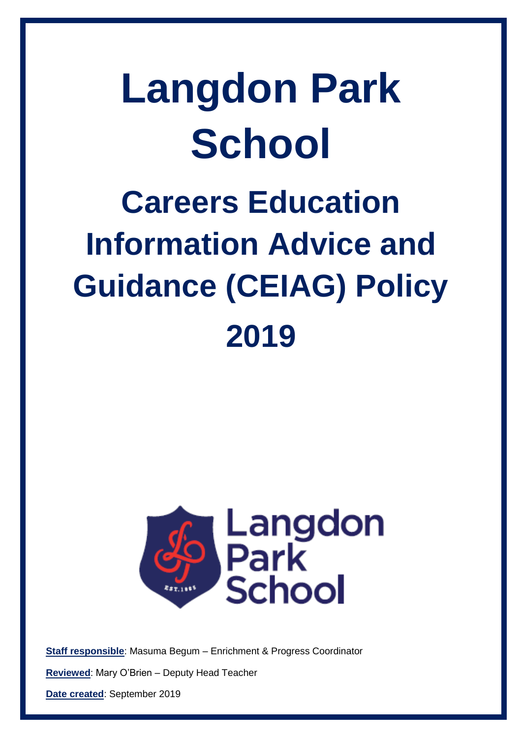# Langdon Park School

## Careers Education Information Advice and Guidance (CEIAG) Policy 2019

**Staff responsible**: Masuma Begum – Enrichment & Progress Coordinator

**Reviewed**: Mary O'Brien – Deputy Head Teacher

**Date created**: September 2019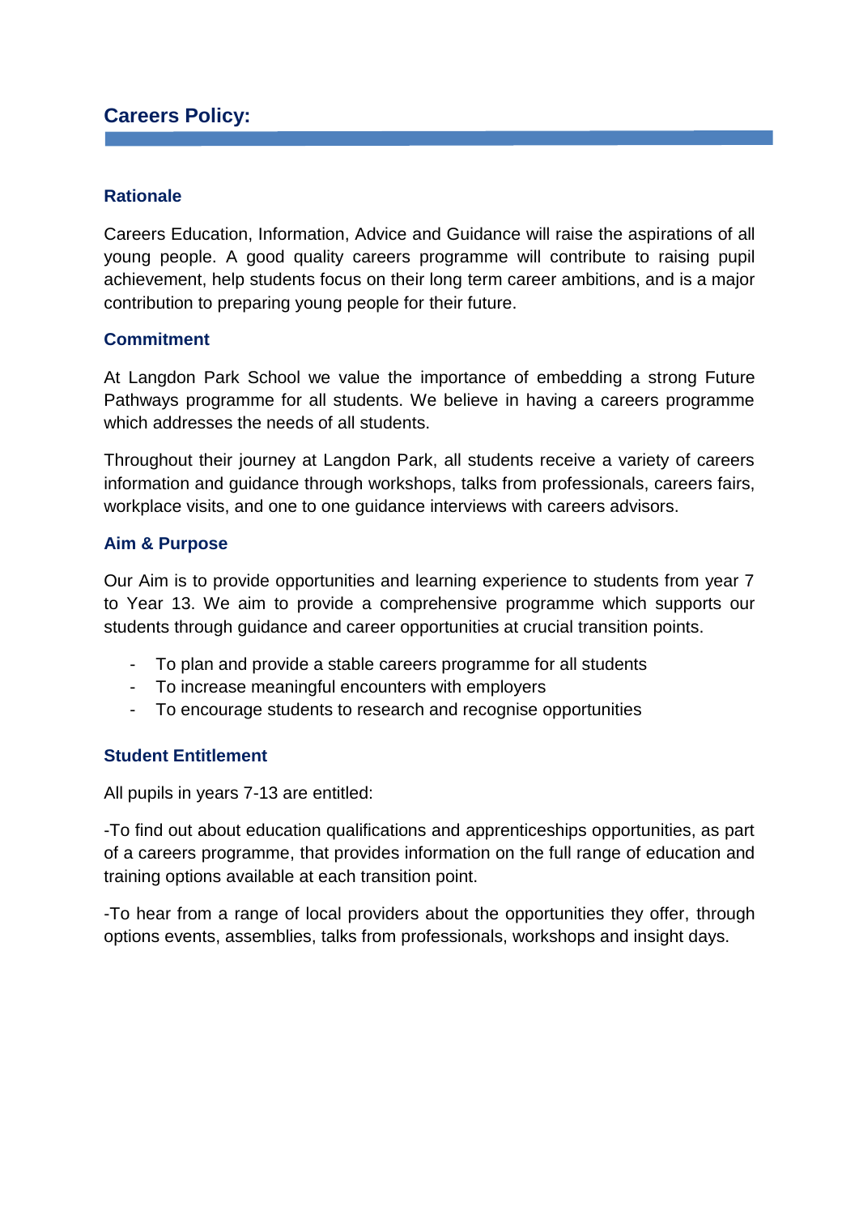## Careers Policy:

### Rationale

Careers Education, Information, Advice and Guidance will raise the aspirations of all young people. A good quality careers programme will contribute to raising pupil achievement, help students focus on their long term career ambitions, and is a major contribution to preparing young people for their future.

### Commitment

At Langdon Park School we value the importance of embedding a strong Future Pathways programme for all students. We believe in having a careers programme which addresses the needs of all students.

Throughout their journey at Langdon Park, all students receive a variety of careers information and guidance through workshops, talks from professionals, careers fairs, workplace visits, and one to one guidance interviews with careers advisors.

### Aim & Purpose

Our Aim is to provide opportunities and learning experience to students from year 7 to Year 13. We aim to provide a comprehensive programme which supports our students through guidance and career opportunities at crucial transition points.

- To plan and provide a stable careers programme for all students
- To increase meaningful encounters with employers
- To encourage students to research and recognise opportunities

### Student Entitlement

All pupils in years 7-13 are entitled:

-To find out about education qualifications and apprenticeships opportunities, as part of a careers programme, that provides information on the full range of education and training options available at each transition point.

-To hear from a range of local providers about the opportunities they offer, through options events, assemblies, talks from professionals, workshops and insight days.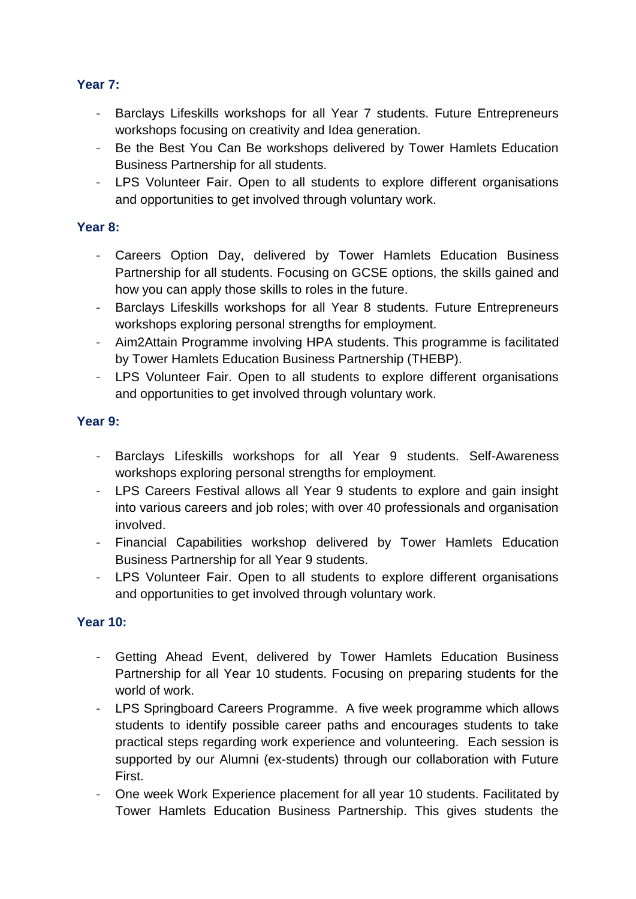**Year 7:**

- Barclays Lifeskills workshops for all Year 7 students. Future Entrepreneurs workshops focusing on creativity and Idea generation.
- Be the Best You Can Be workshops delivered by Tower Hamlets Education Business Partnership for all students.
- LPS Volunteer Fair. Open to all students to explore different organisations and opportunities to get involved through voluntary work.

**Year 8:**

- Careers Option Day, delivered by Tower Hamlets Education Business Partnership for all students. Focusing on GCSE options, the skills gained and how you can apply those skills to roles in the future.
- Barclays Lifeskills workshops for all Year 8 students. Future Entrepreneurs workshops exploring personal strengths for employment.
- Aim2Attain Programme involving HPA students. This programme is facilitated by Tower Hamlets Education Business Partnership (THEBP).
- LPS Volunteer Fair. Open to all students to explore different organisations and opportunities to get involved through voluntary work.

**Year 9:**

- Barclays Lifeskills workshops for all Year 9 students. Self-Awareness workshops exploring personal strengths for employment.
- LPS Careers Festival allows all Year 9 students to explore and gain insight into various careers and job roles; with over 40 professionals and organisation involved.
- Financial Capabilities workshop delivered by Tower Hamlets Education Business Partnership for all Year 9 students.
- LPS Volunteer Fair. Open to all students to explore different organisations and opportunities to get involved through voluntary work.

**Year 10:**

- Getting Ahead Event, delivered by Tower Hamlets Education Business Partnership for all Year 10 students. Focusing on preparing students for the world of work.
- LPS Springboard Careers Programme. A five week programme which allows students to identify possible career paths and encourages students to take practical steps regarding work experience and volunteering. Each session is supported by our Alumni (ex-students) through our collaboration with Future First.
- One week Work Experience placement for all year 10 students. Facilitated by Tower Hamlets Education Business Partnership. This gives students the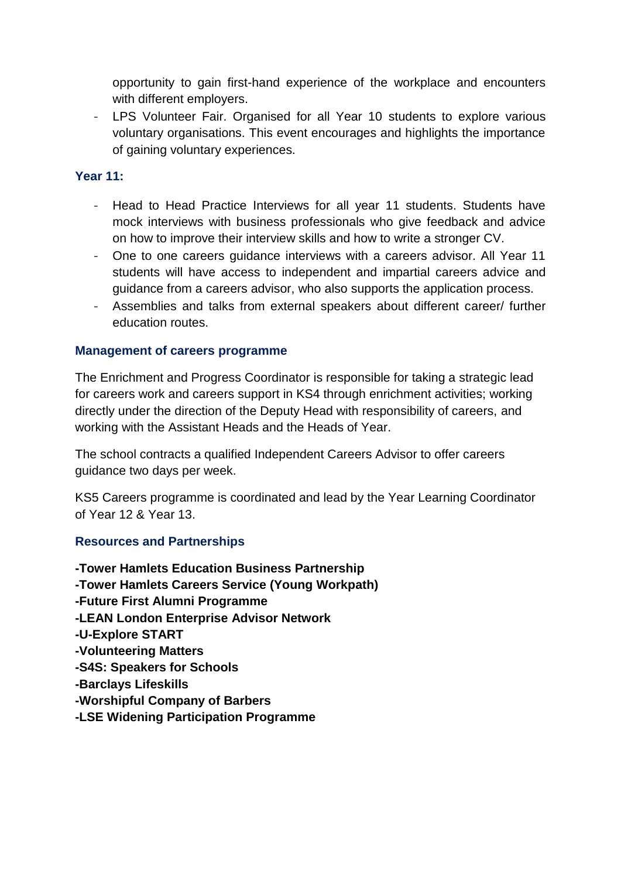opportunity to gain first-hand experience of the workplace and encounters with different employers.
- LPS Volunteer Fair. Organised for all Year 10 students to explore various voluntary organisations. This event encourages and highlights the importance of gaining voluntary experiences.

### Year 11:

- Head to Head Practice Interviews for all year 11 students. Students have mock interviews with business professionals who give feedback and advice on how to improve their interview skills and how to write a stronger CV.
- One to one careers guidance interviews with a careers advisor. All Year 11 students will have access to independent and impartial careers advice and guidance from a careers advisor, who also supports the application process.
- Assemblies and talks from external speakers about different career/ further education routes.

### Management of careers programme

The Enrichment and Progress Coordinator is responsible for taking a strategic lead for careers work and careers support in KS4 through enrichment activities; working directly under the direction of the Deputy Head with responsibility of careers, and working with the Assistant Heads and the Heads of Year.

The school contracts a qualified Independent Careers Advisor to offer careers guidance two days per week.

KS5 Careers programme is coordinated and lead by the Year Learning Coordinator of Year 12 & Year 13.

### Resources and Partnerships

**-Tower Hamlets Education Business Partnership**
**-Tower Hamlets Careers Service (Young Workpath)**
**-Future First Alumni Programme**
**-LEAN London Enterprise Advisor Network**
**-U-Explore START**
**-Volunteering Matters**
**-S4S: Speakers for Schools**
**-Barclays Lifeskills**
**-Worshipful Company of Barbers**
**-LSE Widening Participation Programme**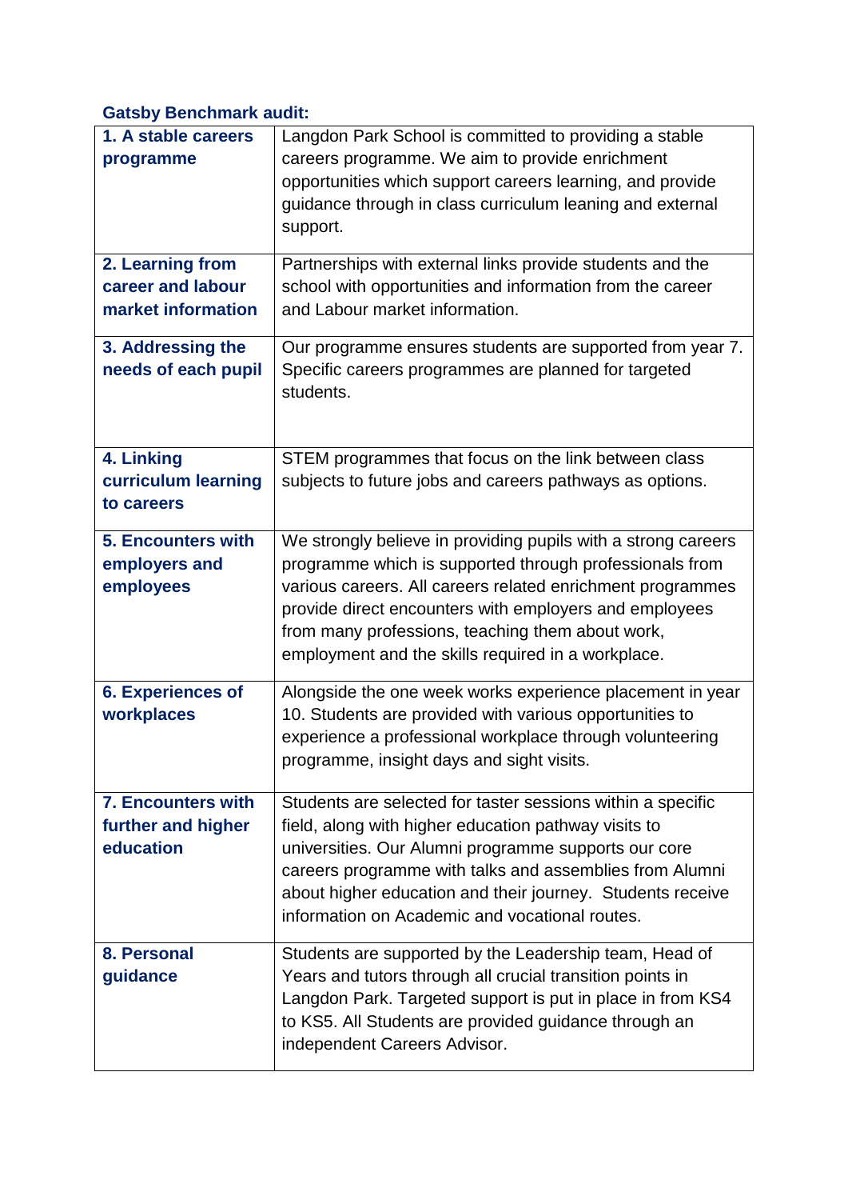**Gatsby Benchmark audit:**

| | |
|---|---|
| **1. A stable careers programme** | Langdon Park School is committed to providing a stable careers programme. We aim to provide enrichment opportunities which support careers learning, and provide guidance through in class curriculum leaning and external support. |
| **2. Learning from career and labour market information** | Partnerships with external links provide students and the school with opportunities and information from the career and Labour market information. |
| **3. Addressing the needs of each pupil** | Our programme ensures students are supported from year 7. Specific careers programmes are planned for targeted students. |
| **4. Linking curriculum learning to careers** | STEM programmes that focus on the link between class subjects to future jobs and careers pathways as options. |
| **5. Encounters with employers and employees** | We strongly believe in providing pupils with a strong careers programme which is supported through professionals from various careers. All careers related enrichment programmes provide direct encounters with employers and employees from many professions, teaching them about work, employment and the skills required in a workplace. |
| **6. Experiences of workplaces** | Alongside the one week works experience placement in year 10. Students are provided with various opportunities to experience a professional workplace through volunteering programme, insight days and sight visits. |
| **7. Encounters with further and higher education** | Students are selected for taster sessions within a specific field, along with higher education pathway visits to universities. Our Alumni programme supports our core careers programme with talks and assemblies from Alumni about higher education and their journey. Students receive information on Academic and vocational routes. |
| **8. Personal guidance** | Students are supported by the Leadership team, Head of Years and tutors through all crucial transition points in Langdon Park. Targeted support is put in place in from KS4 to KS5. All Students are provided guidance through an independent Careers Advisor. |